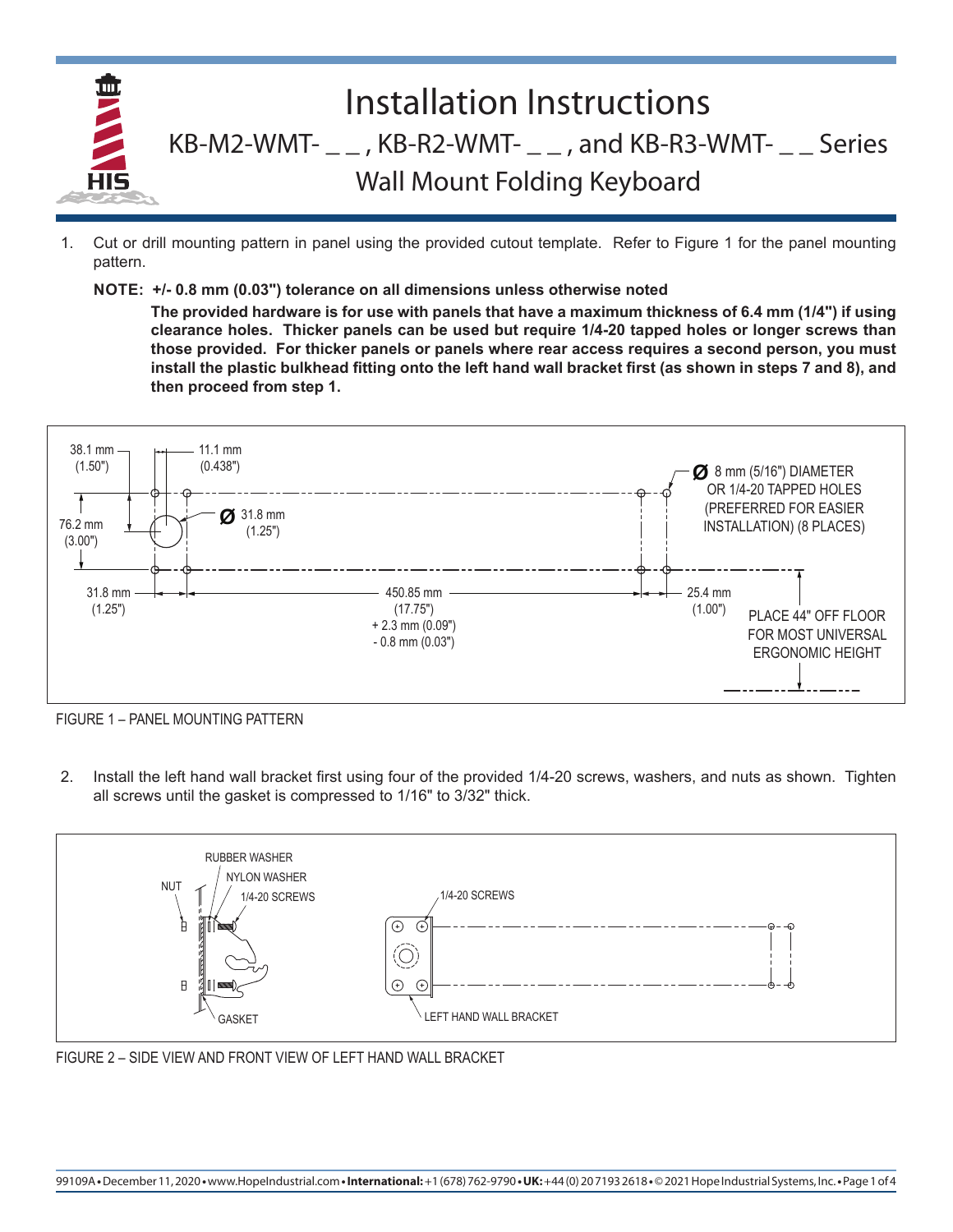# Installation Instructions

## KB-M2-WMT- _ _ , KB-R2-WMT- _ _ , and KB-R3-WMT- _ _ Series Wall Mount Folding Keyboard

1. Cut or drill mounting pattern in panel using the provided cutout template. Refer to Figure 1 for the panel mounting pattern.

   **NOTE: +/- 0.8 mm (0.03") tolerance on all dimensions unless otherwise noted**

   **The provided hardware is for use with panels that have a maximum thickness of 6.4 mm (1/4") if using clearance holes. Thicker panels can be used but require 1/4-20 tapped holes or longer screws than those provided. For thicker panels or panels where rear access requires a second person, you must install the plastic bulkhead fitting onto the left hand wall bracket first (as shown in steps 7 and 8), and then proceed from step 1.**

38.1 mm (1.50")
11.1 mm (0.438")
Ø 8 mm (5/16") DIAMETER OR 1/4-20 TAPPED HOLES (PREFERRED FOR EASIER INSTALLATION) (8 PLACES)
Ø 31.8 mm (1.25")
76.2 mm (3.00")
31.8 mm (1.25")
450.85 mm (17.75") + 2.3 mm (0.09") - 0.8 mm (0.03")
25.4 mm (1.00")
PLACE 44" OFF FLOOR FOR MOST UNIVERSAL ERGONOMIC HEIGHT

FIGURE 1 – PANEL MOUNTING PATTERN

2. Install the left hand wall bracket first using four of the provided 1/4-20 screws, washers, and nuts as shown. Tighten all screws until the gasket is compressed to 1/16" to 3/32" thick.

RUBBER WASHER
NYLON WASHER
NUT
1/4-20 SCREWS
GASKET
1/4-20 SCREWS
LEFT HAND WALL BRACKET

FIGURE 2 – SIDE VIEW AND FRONT VIEW OF LEFT HAND WALL BRACKET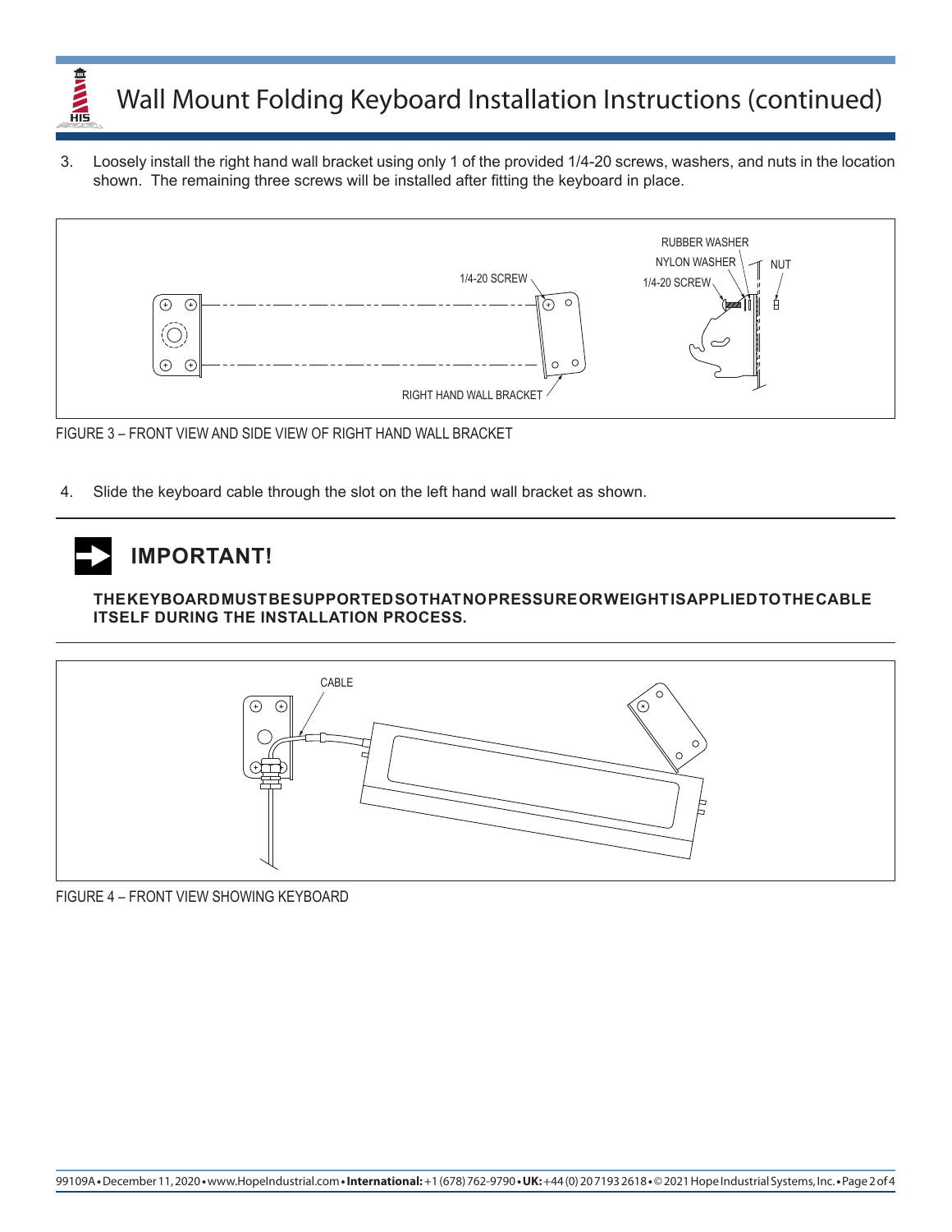# Wall Mount Folding Keyboard Installation Instructions (continued)

3. Loosely install the right hand wall bracket using only 1 of the provided 1/4-20 screws, washers, and nuts in the location shown. The remaining three screws will be installed after fitting the keyboard in place.

RUBBER WASHER

NYLON WASHER

NUT

1/4-20 SCREW

1/4-20 SCREW

RIGHT HAND WALL BRACKET

FIGURE 3 – FRONT VIEW AND SIDE VIEW OF RIGHT HAND WALL BRACKET

4. Slide the keyboard cable through the slot on the left hand wall bracket as shown.

## IMPORTANT!

**THE KEYBOARD MUST BE SUPPORTED SO THAT NO PRESSURE OR WEIGHT IS APPLIED TO THE CABLE ITSELF DURING THE INSTALLATION PROCESS.**

CABLE

FIGURE 4 – FRONT VIEW SHOWING KEYBOARD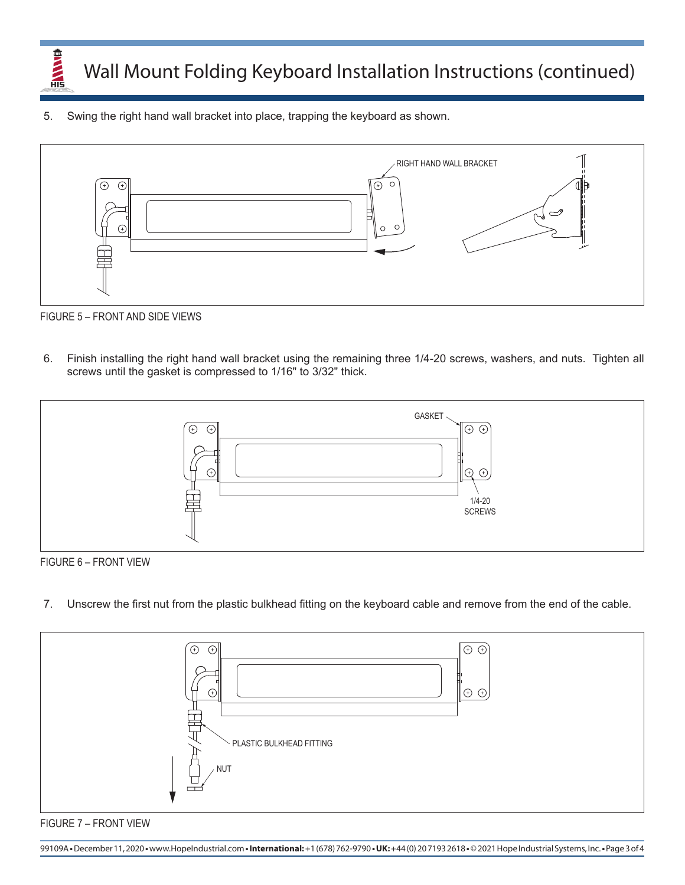# Wall Mount Folding Keyboard Installation Instructions (continued)

5. Swing the right hand wall bracket into place, trapping the keyboard as shown.

RIGHT HAND WALL BRACKET

FIGURE 5 – FRONT AND SIDE VIEWS

6. Finish installing the right hand wall bracket using the remaining three 1/4-20 screws, washers, and nuts. Tighten all screws until the gasket is compressed to 1/16" to 3/32" thick.

GASKET

1/4-20 SCREWS

FIGURE 6 – FRONT VIEW

7. Unscrew the first nut from the plastic bulkhead fitting on the keyboard cable and remove from the end of the cable.

PLASTIC BULKHEAD FITTING

NUT

FIGURE 7 – FRONT VIEW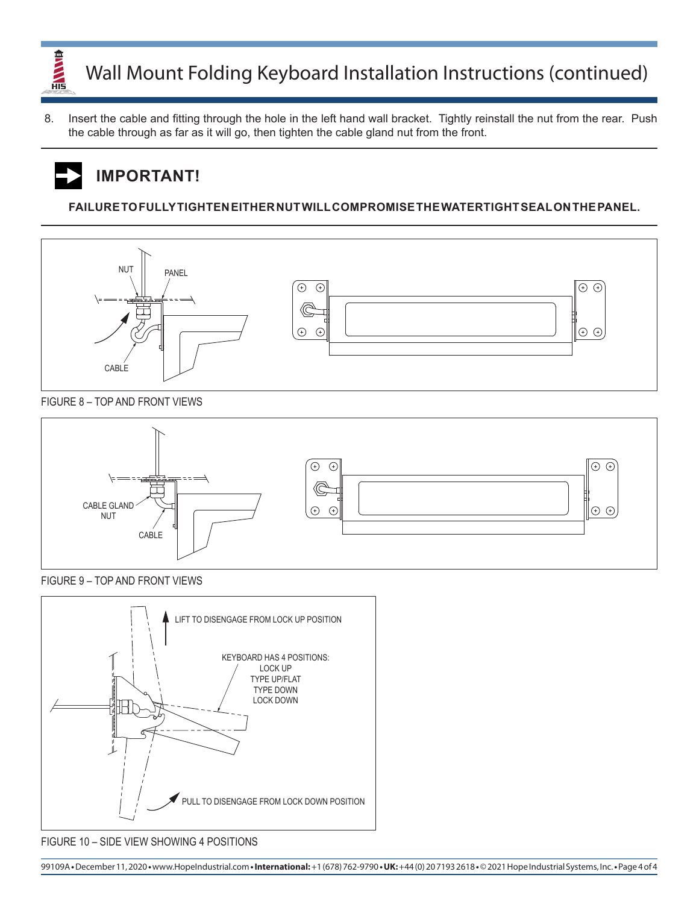# Wall Mount Folding Keyboard Installation Instructions (continued)

8. Insert the cable and fitting through the hole in the left hand wall bracket. Tightly reinstall the nut from the rear. Push the cable through as far as it will go, then tighten the cable gland nut from the front.

## IMPORTANT!

**FAILURE TO FULLY TIGHTEN EITHER NUT WILL COMPROMISE THE WATERTIGHT SEAL ON THE PANEL.**

NUT
PANEL
CABLE

FIGURE 8 – TOP AND FRONT VIEWS

CABLE GLAND NUT
CABLE

FIGURE 9 – TOP AND FRONT VIEWS

LIFT TO DISENGAGE FROM LOCK UP POSITION
KEYBOARD HAS 4 POSITIONS:
LOCK UP
TYPE UP/FLAT
TYPE DOWN
LOCK DOWN
PULL TO DISENGAGE FROM LOCK DOWN POSITION

FIGURE 10 – SIDE VIEW SHOWING 4 POSITIONS